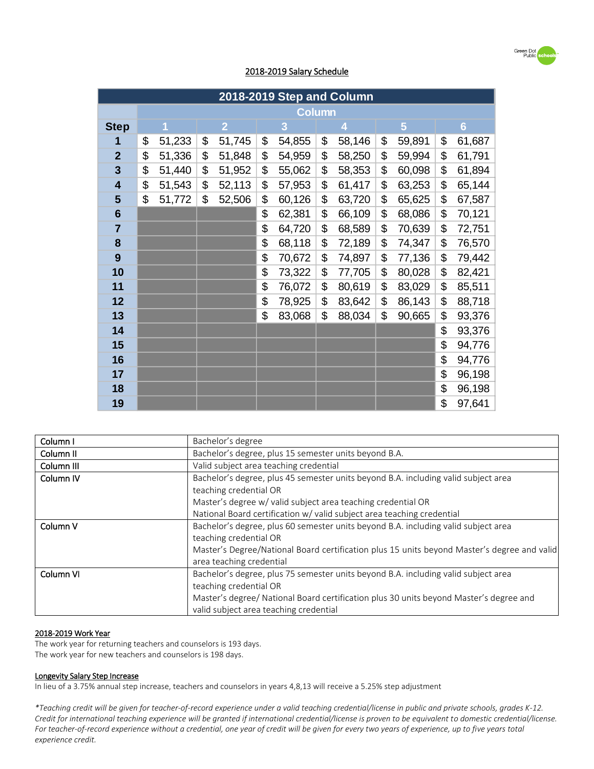## 2018-2019 Salary Schedule

| 2018-2019 Step and Column | | | | | | |
|---|---|---|---|---|---|---|
| | Column | | | | | |
| Step | 1 | 2 | 3 | 4 | 5 | 6 |
| 1 | $ 51,233 | $ 51,745 | $ 54,855 | $ 58,146 | $ 59,891 | $ 61,687 |
| 2 | $ 51,336 | $ 51,848 | $ 54,959 | $ 58,250 | $ 59,994 | $ 61,791 |
| 3 | $ 51,440 | $ 51,952 | $ 55,062 | $ 58,353 | $ 60,098 | $ 61,894 |
| 4 | $ 51,543 | $ 52,113 | $ 57,953 | $ 61,417 | $ 63,253 | $ 65,144 |
| 5 | $ 51,772 | $ 52,506 | $ 60,126 | $ 63,720 | $ 65,625 | $ 67,587 |
| 6 | | | $ 62,381 | $ 66,109 | $ 68,086 | $ 70,121 |
| 7 | | | $ 64,720 | $ 68,589 | $ 70,639 | $ 72,751 |
| 8 | | | $ 68,118 | $ 72,189 | $ 74,347 | $ 76,570 |
| 9 | | | $ 70,672 | $ 74,897 | $ 77,136 | $ 79,442 |
| 10 | | | $ 73,322 | $ 77,705 | $ 80,028 | $ 82,421 |
| 11 | | | $ 76,072 | $ 80,619 | $ 83,029 | $ 85,511 |
| 12 | | | $ 78,925 | $ 83,642 | $ 86,143 | $ 88,718 |
| 13 | | | $ 83,068 | $ 88,034 | $ 90,665 | $ 93,376 |
| 14 | | | | | | $ 93,376 |
| 15 | | | | | | $ 94,776 |
| 16 | | | | | | $ 94,776 |
| 17 | | | | | | $ 96,198 |
| 18 | | | | | | $ 96,198 |
| 19 | | | | | | $ 97,641 |

| Column | Requirement |
|---|---|
| Column I | Bachelor's degree |
| Column II | Bachelor's degree, plus 15 semester units beyond B.A. |
| Column III | Valid subject area teaching credential |
| Column IV | Bachelor's degree, plus 45 semester units beyond B.A. including valid subject area teaching credential OR<br>Master's degree w/ valid subject area teaching credential OR<br>National Board certification w/ valid subject area teaching credential |
| Column V | Bachelor's degree, plus 60 semester units beyond B.A. including valid subject area teaching credential OR<br>Master's Degree/National Board certification plus 15 units beyond Master's degree and valid area teaching credential |
| Column VI | Bachelor's degree, plus 75 semester units beyond B.A. including valid subject area teaching credential OR<br>Master's degree/ National Board certification plus 30 units beyond Master's degree and valid subject area teaching credential |

### 2018-2019 Work Year

The work year for returning teachers and counselors is 193 days.
The work year for new teachers and counselors is 198 days.

### Longevity Salary Step Increase

In lieu of a 3.75% annual step increase, teachers and counselors in years 4,8,13 will receive a 5.25% step adjustment

*\*Teaching credit will be given for teacher-of-record experience under a valid teaching credential/license in public and private schools, grades K-12. Credit for international teaching experience will be granted if international credential/license is proven to be equivalent to domestic credential/license. For teacher-of-record experience without a credential, one year of credit will be given for every two years of experience, up to five years total experience credit.*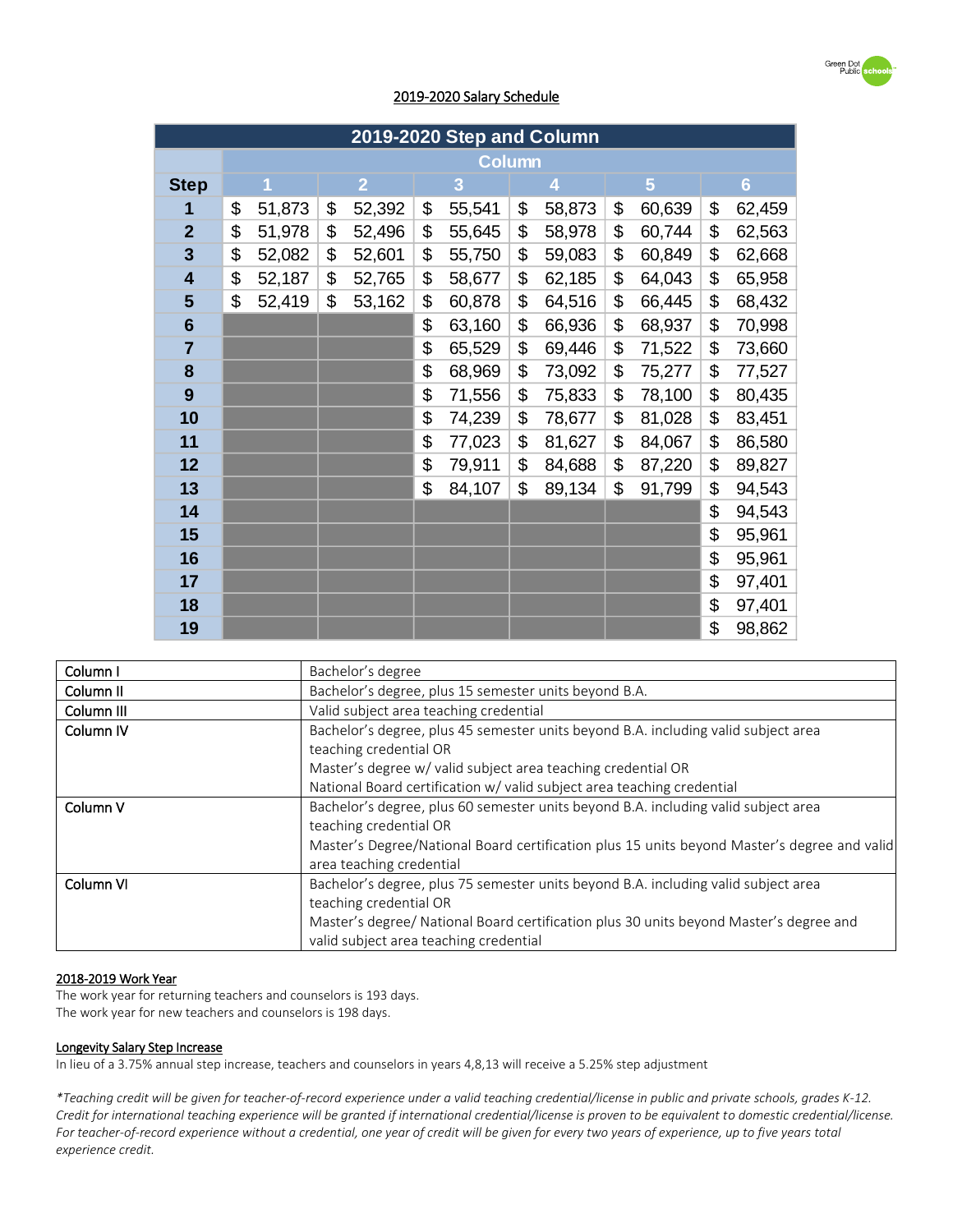## 2019-2020 Salary Schedule

| 2019-2020 Step and Column | | | | | | |
|---|---|---|---|---|---|---|
| | Column | | | | | |
| Step | 1 | 2 | 3 | 4 | 5 | 6 |
| 1 | $ 51,873 | $ 52,392 | $ 55,541 | $ 58,873 | $ 60,639 | $ 62,459 |
| 2 | $ 51,978 | $ 52,496 | $ 55,645 | $ 58,978 | $ 60,744 | $ 62,563 |
| 3 | $ 52,082 | $ 52,601 | $ 55,750 | $ 59,083 | $ 60,849 | $ 62,668 |
| 4 | $ 52,187 | $ 52,765 | $ 58,677 | $ 62,185 | $ 64,043 | $ 65,958 |
| 5 | $ 52,419 | $ 53,162 | $ 60,878 | $ 64,516 | $ 66,445 | $ 68,432 |
| 6 | | | $ 63,160 | $ 66,936 | $ 68,937 | $ 70,998 |
| 7 | | | $ 65,529 | $ 69,446 | $ 71,522 | $ 73,660 |
| 8 | | | $ 68,969 | $ 73,092 | $ 75,277 | $ 77,527 |
| 9 | | | $ 71,556 | $ 75,833 | $ 78,100 | $ 80,435 |
| 10 | | | $ 74,239 | $ 78,677 | $ 81,028 | $ 83,451 |
| 11 | | | $ 77,023 | $ 81,627 | $ 84,067 | $ 86,580 |
| 12 | | | $ 79,911 | $ 84,688 | $ 87,220 | $ 89,827 |
| 13 | | | $ 84,107 | $ 89,134 | $ 91,799 | $ 94,543 |
| 14 | | | | | | $ 94,543 |
| 15 | | | | | | $ 95,961 |
| 16 | | | | | | $ 95,961 |
| 17 | | | | | | $ 97,401 |
| 18 | | | | | | $ 97,401 |
| 19 | | | | | | $ 98,862 |

| Column | Requirement |
|---|---|
| Column I | Bachelor's degree |
| Column II | Bachelor's degree, plus 15 semester units beyond B.A. |
| Column III | Valid subject area teaching credential |
| Column IV | Bachelor's degree, plus 45 semester units beyond B.A. including valid subject area teaching credential OR<br>Master's degree w/ valid subject area teaching credential OR<br>National Board certification w/ valid subject area teaching credential |
| Column V | Bachelor's degree, plus 60 semester units beyond B.A. including valid subject area teaching credential OR<br>Master's Degree/National Board certification plus 15 units beyond Master's degree and valid area teaching credential |
| Column VI | Bachelor's degree, plus 75 semester units beyond B.A. including valid subject area teaching credential OR<br>Master's degree/ National Board certification plus 30 units beyond Master's degree and valid subject area teaching credential |

**2018-2019 Work Year**

The work year for returning teachers and counselors is 193 days.
The work year for new teachers and counselors is 198 days.

**Longevity Salary Step Increase**

In lieu of a 3.75% annual step increase, teachers and counselors in years 4,8,13 will receive a 5.25% step adjustment

*\*Teaching credit will be given for teacher-of-record experience under a valid teaching credential/license in public and private schools, grades K-12. Credit for international teaching experience will be granted if international credential/license is proven to be equivalent to domestic credential/license. For teacher-of-record experience without a credential, one year of credit will be given for every two years of experience, up to five years total experience credit.*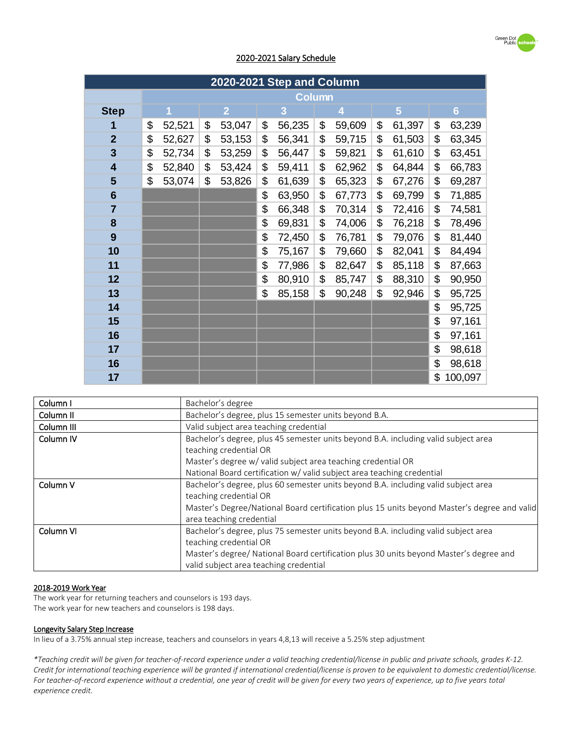## 2020-2021 Salary Schedule

| 2020-2021 Step and Column | | | | | | |
|---|---|---|---|---|---|---|
| | Column | | | | | |
| Step | 1 | 2 | 3 | 4 | 5 | 6 |
| 1 | $ 52,521 | $ 53,047 | $ 56,235 | $ 59,609 | $ 61,397 | $ 63,239 |
| 2 | $ 52,627 | $ 53,153 | $ 56,341 | $ 59,715 | $ 61,503 | $ 63,345 |
| 3 | $ 52,734 | $ 53,259 | $ 56,447 | $ 59,821 | $ 61,610 | $ 63,451 |
| 4 | $ 52,840 | $ 53,424 | $ 59,411 | $ 62,962 | $ 64,844 | $ 66,783 |
| 5 | $ 53,074 | $ 53,826 | $ 61,639 | $ 65,323 | $ 67,276 | $ 69,287 |
| 6 | | | $ 63,950 | $ 67,773 | $ 69,799 | $ 71,885 |
| 7 | | | $ 66,348 | $ 70,314 | $ 72,416 | $ 74,581 |
| 8 | | | $ 69,831 | $ 74,006 | $ 76,218 | $ 78,496 |
| 9 | | | $ 72,450 | $ 76,781 | $ 79,076 | $ 81,440 |
| 10 | | | $ 75,167 | $ 79,660 | $ 82,041 | $ 84,494 |
| 11 | | | $ 77,986 | $ 82,647 | $ 85,118 | $ 87,663 |
| 12 | | | $ 80,910 | $ 85,747 | $ 88,310 | $ 90,950 |
| 13 | | | $ 85,158 | $ 90,248 | $ 92,946 | $ 95,725 |
| 14 | | | | | | $ 95,725 |
| 15 | | | | | | $ 97,161 |
| 16 | | | | | | $ 97,161 |
| 17 | | | | | | $ 98,618 |
| 16 | | | | | | $ 98,618 |
| 17 | | | | | | $ 100,097 |

| | |
|---|---|
| Column I | Bachelor's degree |
| Column II | Bachelor's degree, plus 15 semester units beyond B.A. |
| Column III | Valid subject area teaching credential |
| Column IV | Bachelor's degree, plus 45 semester units beyond B.A. including valid subject area teaching credential OR<br>Master's degree w/ valid subject area teaching credential OR<br>National Board certification w/ valid subject area teaching credential |
| Column V | Bachelor's degree, plus 60 semester units beyond B.A. including valid subject area teaching credential OR<br>Master's Degree/National Board certification plus 15 units beyond Master's degree and valid area teaching credential |
| Column VI | Bachelor's degree, plus 75 semester units beyond B.A. including valid subject area teaching credential OR<br>Master's degree/ National Board certification plus 30 units beyond Master's degree and valid subject area teaching credential |

**2018-2019 Work Year**

The work year for returning teachers and counselors is 193 days.
The work year for new teachers and counselors is 198 days.

**Longevity Salary Step Increase**

In lieu of a 3.75% annual step increase, teachers and counselors in years 4,8,13 will receive a 5.25% step adjustment

*\*Teaching credit will be given for teacher-of-record experience under a valid teaching credential/license in public and private schools, grades K-12. Credit for international teaching experience will be granted if international credential/license is proven to be equivalent to domestic credential/license. For teacher-of-record experience without a credential, one year of credit will be given for every two years of experience, up to five years total experience credit.*